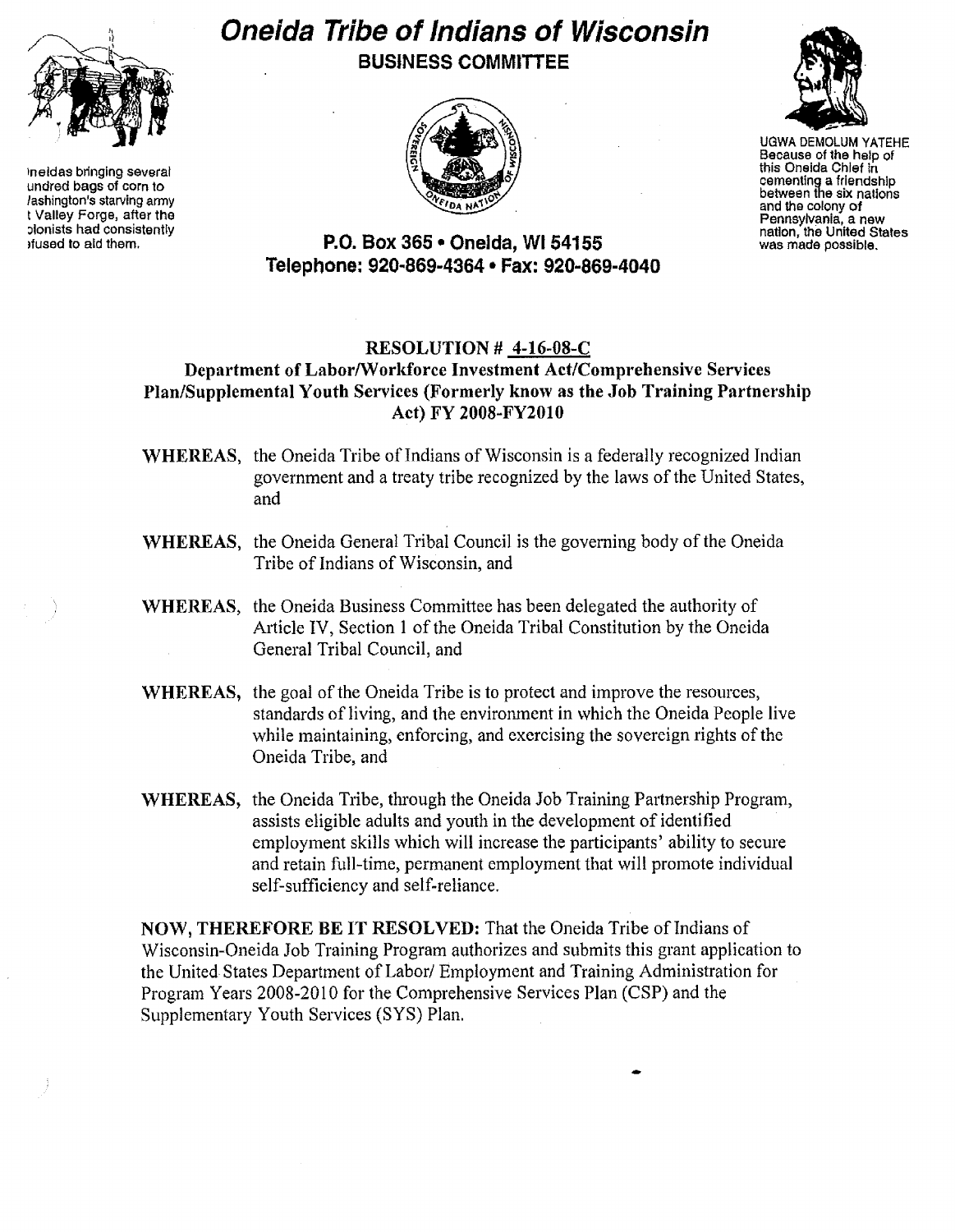# Oneida Tribe of Indians of Wisconsin

## BUSINESS COMMITTEE

Oneidas bringing several hundred bags of corn to Washington's starving army at Valley Forge, after the colonists had consistently refused to aid them.

UGWA DEMOLUM YATEHE
Because of the help of this Oneida Chief in cementing a friendship between the six nations and the colony of Pennsylvania, a new nation, the United States was made possible.

**P.O. Box 365 • Oneida, WI 54155**
**Telephone: 920-869-4364 • Fax: 920-869-4040**

### RESOLUTION # 4-16-08-C

**Department of Labor/Workforce Investment Act/Comprehensive Services Plan/Supplemental Youth Services (Formerly know as the Job Training Partnership Act) FY 2008-FY2010**

**WHEREAS,** the Oneida Tribe of Indians of Wisconsin is a federally recognized Indian government and a treaty tribe recognized by the laws of the United States, and

**WHEREAS,** the Oneida General Tribal Council is the governing body of the Oneida Tribe of Indians of Wisconsin, and

**WHEREAS,** the Oneida Business Committee has been delegated the authority of Article IV, Section 1 of the Oneida Tribal Constitution by the Oneida General Tribal Council, and

**WHEREAS,** the goal of the Oneida Tribe is to protect and improve the resources, standards of living, and the environment in which the Oneida People live while maintaining, enforcing, and exercising the sovereign rights of the Oneida Tribe, and

**WHEREAS,** the Oneida Tribe, through the Oneida Job Training Partnership Program, assists eligible adults and youth in the development of identified employment skills which will increase the participants' ability to secure and retain full-time, permanent employment that will promote individual self-sufficiency and self-reliance.

**NOW, THEREFORE BE IT RESOLVED:** That the Oneida Tribe of Indians of Wisconsin-Oneida Job Training Program authorizes and submits this grant application to the United States Department of Labor/ Employment and Training Administration for Program Years 2008-2010 for the Comprehensive Services Plan (CSP) and the Supplementary Youth Services (SYS) Plan.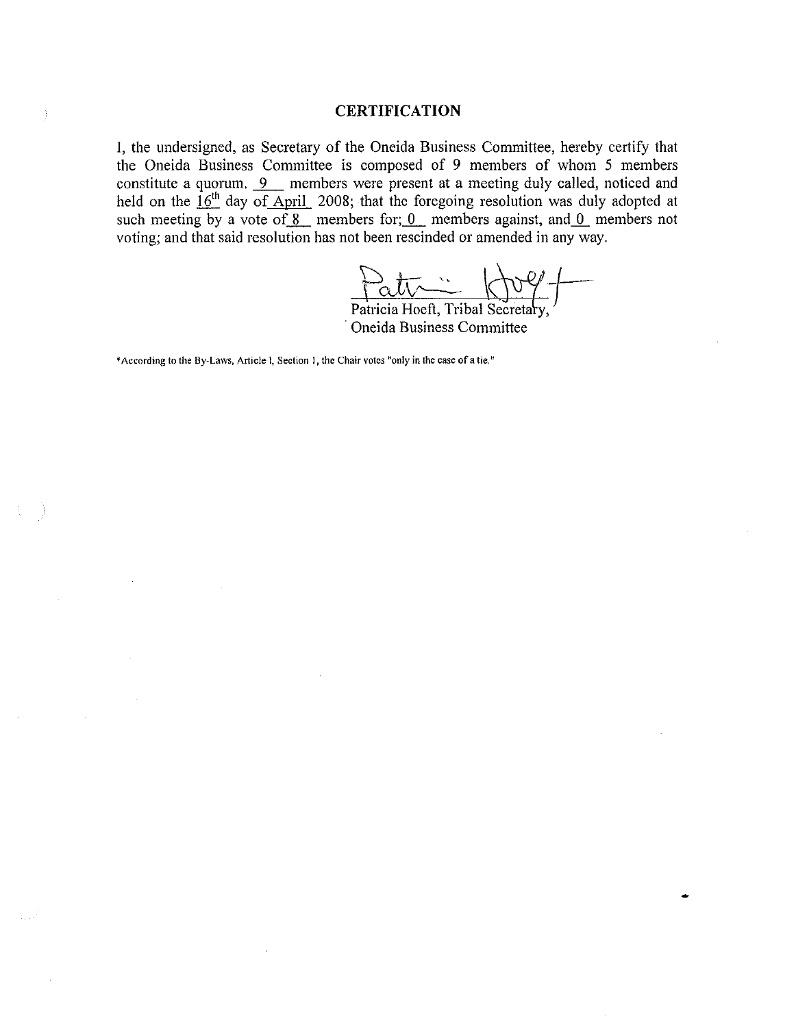## CERTIFICATION

I, the undersigned, as Secretary of the Oneida Business Committee, hereby certify that the Oneida Business Committee is composed of 9 members of whom 5 members constitute a quorum. 9 members were present at a meeting duly called, noticed and held on the 16th day of April 2008; that the foregoing resolution was duly adopted at such meeting by a vote of 8 members for; 0 members against, and 0 members not voting; and that said resolution has not been rescinded or amended in any way.

Patricia Hoeft, Tribal Secretary,
Oneida Business Committee

*According to the By-Laws, Article I, Section 1, the Chair votes "only in the case of a tie."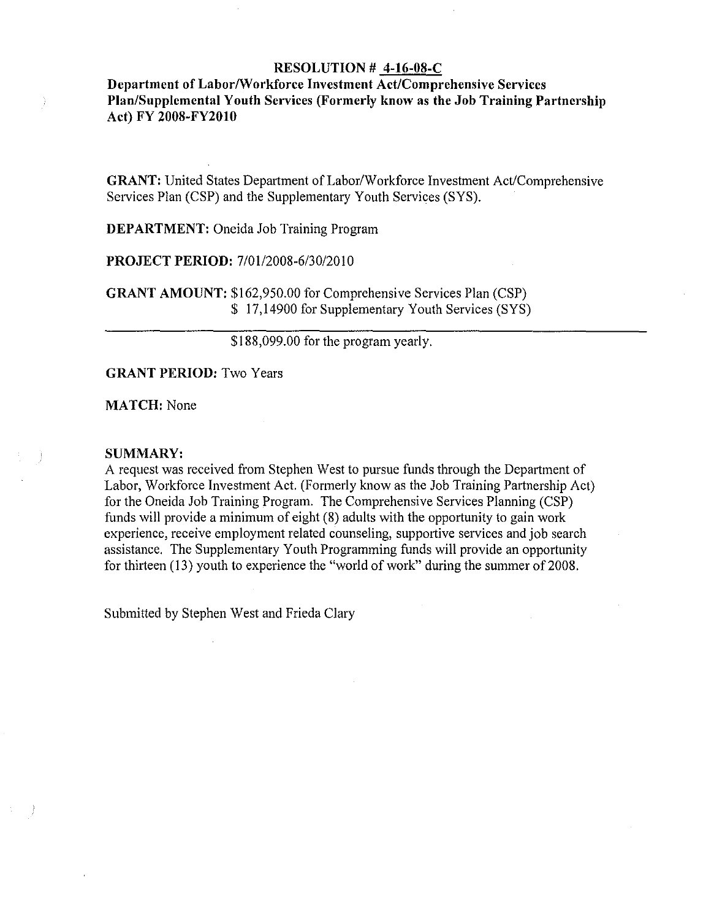## RESOLUTION # 4-16-08-C

**Department of Labor/Workforce Investment Act/Comprehensive Services Plan/Supplemental Youth Services (Formerly know as the Job Training Partnership Act) FY 2008-FY2010**

**GRANT:** United States Department of Labor/Workforce Investment Act/Comprehensive Services Plan (CSP) and the Supplementary Youth Services (SYS).

**DEPARTMENT:** Oneida Job Training Program

**PROJECT PERIOD:** 7/01/2008-6/30/2010

**GRANT AMOUNT:** $162,950.00 for Comprehensive Services Plan (CSP)
$ 17,14900 for Supplementary Youth Services (SYS)

---

$188,099.00 for the program yearly.

**GRANT PERIOD:** Two Years

**MATCH:** None

**SUMMARY:**
A request was received from Stephen West to pursue funds through the Department of Labor, Workforce Investment Act. (Formerly know as the Job Training Partnership Act) for the Oneida Job Training Program. The Comprehensive Services Planning (CSP) funds will provide a minimum of eight (8) adults with the opportunity to gain work experience, receive employment related counseling, supportive services and job search assistance. The Supplementary Youth Programming funds will provide an opportunity for thirteen (13) youth to experience the "world of work" during the summer of 2008.

Submitted by Stephen West and Frieda Clary